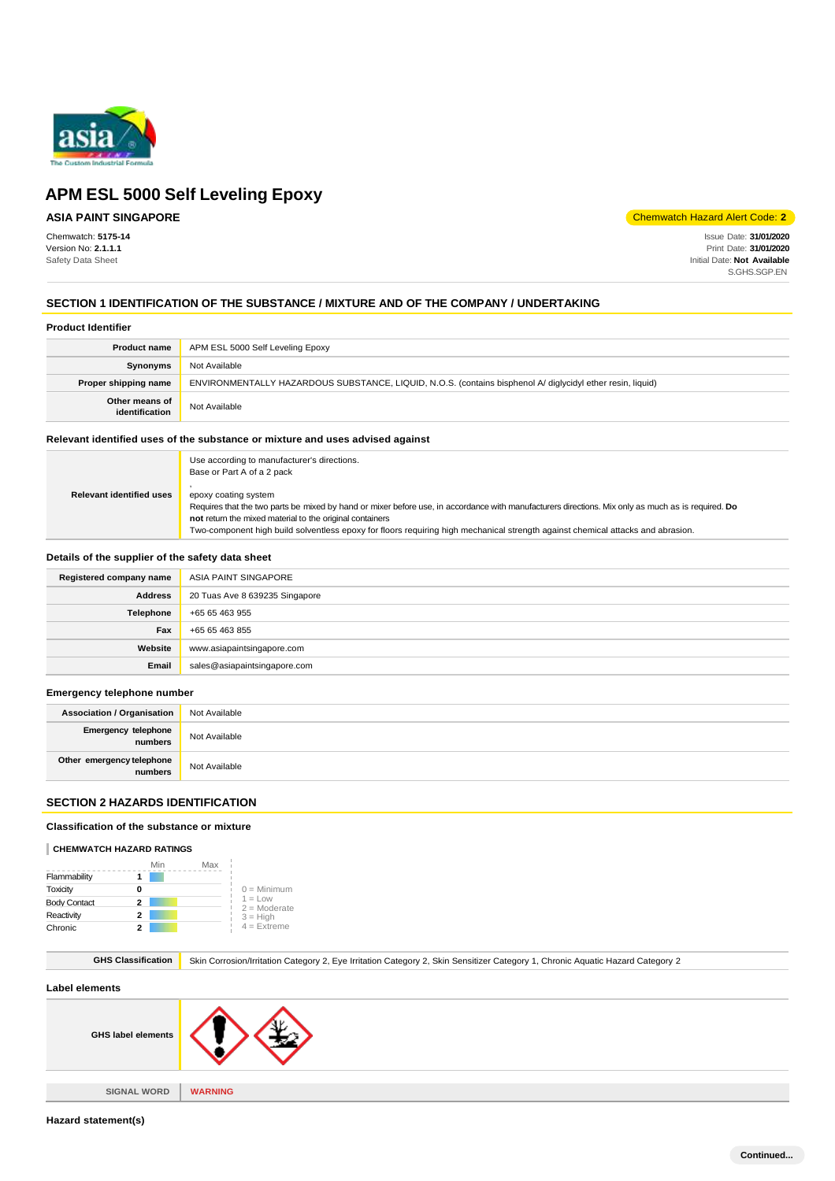# APM ESL 5000 Self Leveling Epoxy

**ASIA PAINT SINGAPORE**

Chemwatch Hazard Alert Code: **2**

Chemwatch: **5175-14**
Version No: **2.1.1.1**
Safety Data Sheet

Issue Date: **31/01/2020**
Print Date: **31/01/2020**
Initial Date: **Not Available**
S.GHS.SGP.EN

## SECTION 1 IDENTIFICATION OF THE SUBSTANCE / MIXTURE AND OF THE COMPANY / UNDERTAKING

### Product Identifier

| | |
|---|---|
| **Product name** | APM ESL 5000 Self Leveling Epoxy |
| **Synonyms** | Not Available |
| **Proper shipping name** | ENVIRONMENTALLY HAZARDOUS SUBSTANCE, LIQUID, N.O.S. (contains bisphenol A/ diglycidyl ether resin, liquid) |
| **Other means of identification** | Not Available |

### Relevant identified uses of the substance or mixture and uses advised against

| | |
|---|---|
| **Relevant identified uses** | Use according to manufacturer's directions.<br>Base or Part A of a 2 pack<br>,<br>epoxy coating system<br>Requires that the two parts be mixed by hand or mixer before use, in accordance with manufacturers directions. Mix only as much as is required. **Do not** return the mixed material to the original containers<br>Two-component high build solventless epoxy for floors requiring high mechanical strength against chemical attacks and abrasion. |

### Details of the supplier of the safety data sheet

| | |
|---|---|
| **Registered company name** | ASIA PAINT SINGAPORE |
| **Address** | 20 Tuas Ave 8 639235 Singapore |
| **Telephone** | +65 65 463 955 |
| **Fax** | +65 65 463 855 |
| **Website** | www.asiapaintsingapore.com |
| **Email** | sales@asiapaintsingapore.com |

### Emergency telephone number

| | |
|---|---|
| **Association / Organisation** | Not Available |
| **Emergency telephone numbers** | Not Available |
| **Other emergency telephone numbers** | Not Available |

## SECTION 2 HAZARDS IDENTIFICATION

### Classification of the substance or mixture

**CHEMWATCH HAZARD RATINGS**

| | Rating |
|---|---|
| Flammability | 1 |
| Toxicity | 0 |
| Body Contact | 2 |
| Reactivity | 2 |
| Chronic | 2 |

0 = Minimum
1 = Low
2 = Moderate
3 = High
4 = Extreme

| | |
|---|---|
| **GHS Classification** | Skin Corrosion/Irritation Category 2, Eye Irritation Category 2, Skin Sensitizer Category 1, Chronic Aquatic Hazard Category 2 |

### Label elements

| | |
|---|---|
| **GHS label elements** | |
| **SIGNAL WORD** | **WARNING** |

### Hazard statement(s)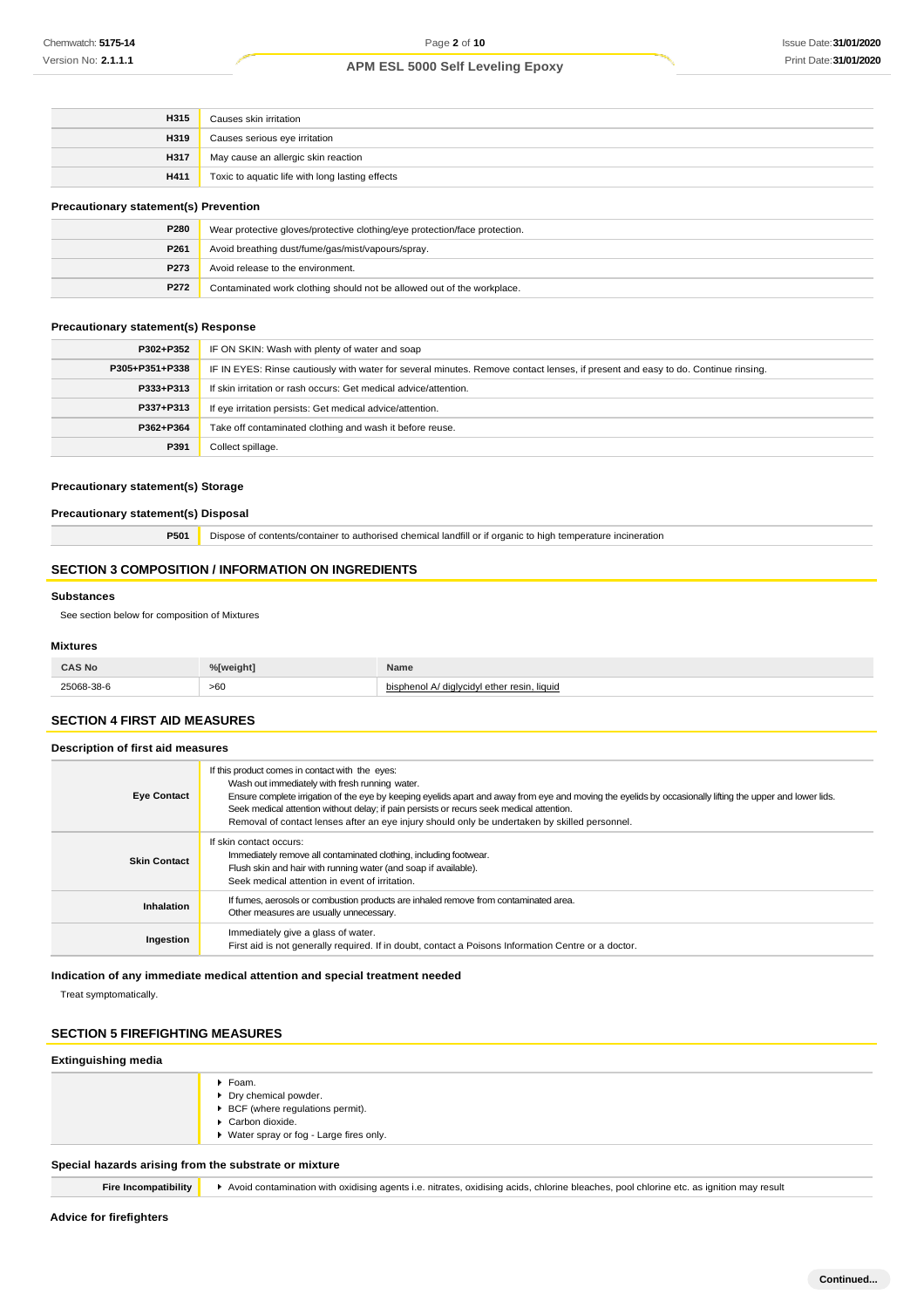| | |
|---|---|
| **H315** | Causes skin irritation |
| **H319** | Causes serious eye irritation |
| **H317** | May cause an allergic skin reaction |
| **H411** | Toxic to aquatic life with long lasting effects |

### Precautionary statement(s) Prevention

| | |
|---|---|
| **P280** | Wear protective gloves/protective clothing/eye protection/face protection. |
| **P261** | Avoid breathing dust/fume/gas/mist/vapours/spray. |
| **P273** | Avoid release to the environment. |
| **P272** | Contaminated work clothing should not be allowed out of the workplace. |

### Precautionary statement(s) Response

| | |
|---|---|
| **P302+P352** | IF ON SKIN: Wash with plenty of water and soap |
| **P305+P351+P338** | IF IN EYES: Rinse cautiously with water for several minutes. Remove contact lenses, if present and easy to do. Continue rinsing. |
| **P333+P313** | If skin irritation or rash occurs: Get medical advice/attention. |
| **P337+P313** | If eye irritation persists: Get medical advice/attention. |
| **P362+P364** | Take off contaminated clothing and wash it before reuse. |
| **P391** | Collect spillage. |

### Precautionary statement(s) Storage

### Precautionary statement(s) Disposal

| | |
|---|---|
| **P501** | Dispose of contents/container to authorised chemical landfill or if organic to high temperature incineration |

## SECTION 3 COMPOSITION / INFORMATION ON INGREDIENTS

### Substances

See section below for composition of Mixtures

### Mixtures

| CAS No | %[weight] | Name |
|---|---|---|
| 25068-38-6 | >60 | bisphenol A/ diglycidyl ether resin, liquid |

## SECTION 4 FIRST AID MEASURES

### Description of first aid measures

| | |
|---|---|
| **Eye Contact** | If this product comes in contact with the eyes:<br>Wash out immediately with fresh running water.<br>Ensure complete irrigation of the eye by keeping eyelids apart and away from eye and moving the eyelids by occasionally lifting the upper and lower lids.<br>Seek medical attention without delay; if pain persists or recurs seek medical attention.<br>Removal of contact lenses after an eye injury should only be undertaken by skilled personnel. |
| **Skin Contact** | If skin contact occurs:<br>Immediately remove all contaminated clothing, including footwear.<br>Flush skin and hair with running water (and soap if available).<br>Seek medical attention in event of irritation. |
| **Inhalation** | If fumes, aerosols or combustion products are inhaled remove from contaminated area.<br>Other measures are usually unnecessary. |
| **Ingestion** | Immediately give a glass of water.<br>First aid is not generally required. If in doubt, contact a Poisons Information Centre or a doctor. |

### Indication of any immediate medical attention and special treatment needed

Treat symptomatically.

## SECTION 5 FIREFIGHTING MEASURES

### Extinguishing media

- Foam.
- Dry chemical powder.
- BCF (where regulations permit).
- Carbon dioxide.
- Water spray or fog - Large fires only.

### Special hazards arising from the substrate or mixture

| | |
|---|---|
| **Fire Incompatibility** | Avoid contamination with oxidising agents i.e. nitrates, oxidising acids, chlorine bleaches, pool chlorine etc. as ignition may result |

### Advice for firefighters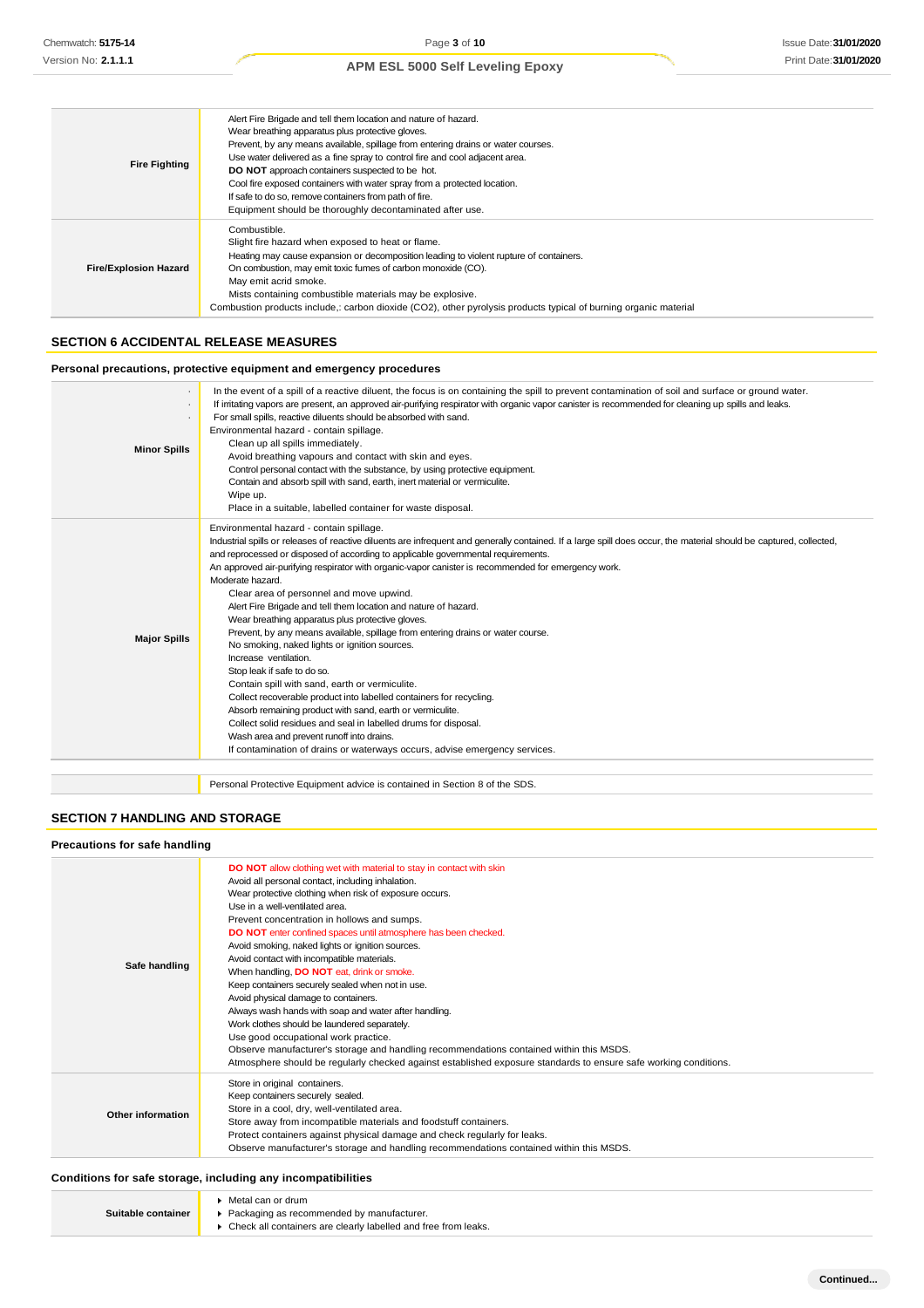| | |
|---|---|
| **Fire Fighting** | Alert Fire Brigade and tell them location and nature of hazard.<br>Wear breathing apparatus plus protective gloves.<br>Prevent, by any means available, spillage from entering drains or water courses.<br>Use water delivered as a fine spray to control fire and cool adjacent area.<br>**DO NOT** approach containers suspected to be hot.<br>Cool fire exposed containers with water spray from a protected location.<br>If safe to do so, remove containers from path of fire.<br>Equipment should be thoroughly decontaminated after use. |
| **Fire/Explosion Hazard** | Combustible.<br>Slight fire hazard when exposed to heat or flame.<br>Heating may cause expansion or decomposition leading to violent rupture of containers.<br>On combustion, may emit toxic fumes of carbon monoxide (CO).<br>May emit acrid smoke.<br>Mists containing combustible materials may be explosive.<br>Combustion products include,: carbon dioxide (CO2), other pyrolysis products typical of burning organic material |

## SECTION 6 ACCIDENTAL RELEASE MEASURES

### Personal precautions, protective equipment and emergency procedures

| | |
|---|---|
| **Minor Spills** | In the event of a spill of a reactive diluent, the focus is on containing the spill to prevent contamination of soil and surface or ground water.<br>If irritating vapors are present, an approved air-purifying respirator with organic vapor canister is recommended for cleaning up spills and leaks.<br>For small spills, reactive diluents should be absorbed with sand.<br>Environmental hazard - contain spillage.<br>Clean up all spills immediately.<br>Avoid breathing vapours and contact with skin and eyes.<br>Control personal contact with the substance, by using protective equipment.<br>Contain and absorb spill with sand, earth, inert material or vermiculite.<br>Wipe up.<br>Place in a suitable, labelled container for waste disposal. |
| **Major Spills** | Environmental hazard - contain spillage.<br>Industrial spills or releases of reactive diluents are infrequent and generally contained. If a large spill does occur, the material should be captured, collected, and reprocessed or disposed of according to applicable governmental requirements.<br>An approved air-purifying respirator with organic-vapor canister is recommended for emergency work.<br>Moderate hazard.<br>Clear area of personnel and move upwind.<br>Alert Fire Brigade and tell them location and nature of hazard.<br>Wear breathing apparatus plus protective gloves.<br>Prevent, by any means available, spillage from entering drains or water course.<br>No smoking, naked lights or ignition sources.<br>Increase ventilation.<br>Stop leak if safe to do so.<br>Contain spill with sand, earth or vermiculite.<br>Collect recoverable product into labelled containers for recycling.<br>Absorb remaining product with sand, earth or vermiculite.<br>Collect solid residues and seal in labelled drums for disposal.<br>Wash area and prevent runoff into drains.<br>If contamination of drains or waterways occurs, advise emergency services. |

| | |
|---|---|
| | Personal Protective Equipment advice is contained in Section 8 of the SDS. |

## SECTION 7 HANDLING AND STORAGE

### Precautions for safe handling

| | |
|---|---|
| **Safe handling** | **DO NOT** allow clothing wet with material to stay in contact with skin<br>Avoid all personal contact, including inhalation.<br>Wear protective clothing when risk of exposure occurs.<br>Use in a well-ventilated area.<br>Prevent concentration in hollows and sumps.<br>**DO NOT** enter confined spaces until atmosphere has been checked.<br>Avoid smoking, naked lights or ignition sources.<br>Avoid contact with incompatible materials.<br>When handling, **DO NOT** eat, drink or smoke.<br>Keep containers securely sealed when not in use.<br>Avoid physical damage to containers.<br>Always wash hands with soap and water after handling.<br>Work clothes should be laundered separately.<br>Use good occupational work practice.<br>Observe manufacturer's storage and handling recommendations contained within this MSDS.<br>Atmosphere should be regularly checked against established exposure standards to ensure safe working conditions. |
| **Other information** | Store in original containers.<br>Keep containers securely sealed.<br>Store in a cool, dry, well-ventilated area.<br>Store away from incompatible materials and foodstuff containers.<br>Protect containers against physical damage and check regularly for leaks.<br>Observe manufacturer's storage and handling recommendations contained within this MSDS. |

### Conditions for safe storage, including any incompatibilities

| | |
|---|---|
| **Suitable container** | ▸ Metal can or drum<br>▸ Packaging as recommended by manufacturer.<br>▸ Check all containers are clearly labelled and free from leaks. |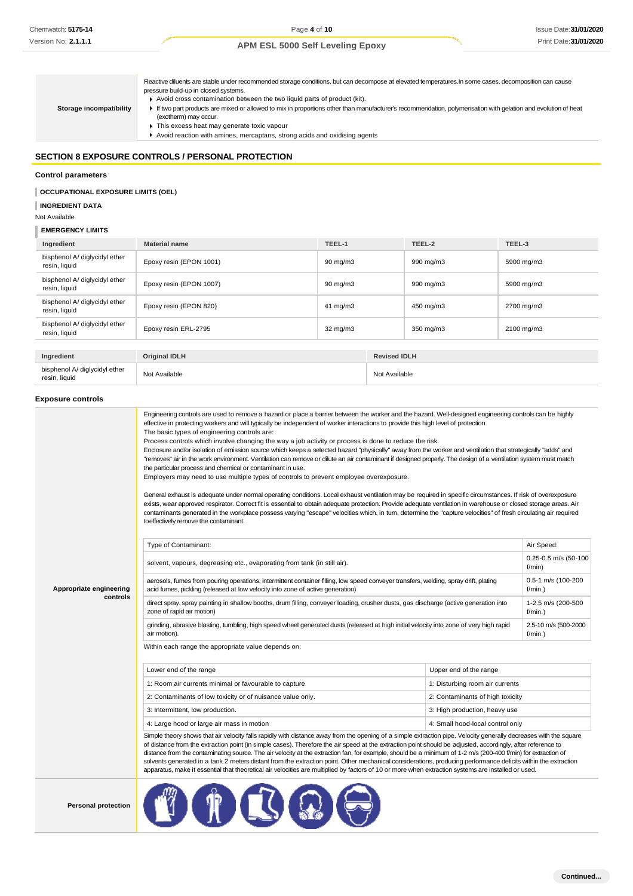| | |
|---|---|
| **Storage incompatibility** | Reactive diluents are stable under recommended storage conditions, but can decompose at elevated temperatures.In some cases, decomposition can cause pressure build-up in closed systems.<br>▸ Avoid cross contamination between the two liquid parts of product (kit).<br>▸ If two part products are mixed or allowed to mix in proportions other than manufacturer's recommendation, polymerisation with gelation and evolution of heat (exotherm) may occur.<br>▸ This excess heat may generate toxic vapour<br>▸ Avoid reaction with amines, mercaptans, strong acids and oxidising agents |

## SECTION 8 EXPOSURE CONTROLS / PERSONAL PROTECTION

### Control parameters

**OCCUPATIONAL EXPOSURE LIMITS (OEL)**

**INGREDIENT DATA**

Not Available

**EMERGENCY LIMITS**

| Ingredient | Material name | TEEL-1 | TEEL-2 | TEEL-3 |
|---|---|---|---|---|
| bisphenol A/ diglycidyl ether resin, liquid | Epoxy resin (EPON 1001) | 90 mg/m3 | 990 mg/m3 | 5900 mg/m3 |
| bisphenol A/ diglycidyl ether resin, liquid | Epoxy resin (EPON 1007) | 90 mg/m3 | 990 mg/m3 | 5900 mg/m3 |
| bisphenol A/ diglycidyl ether resin, liquid | Epoxy resin (EPON 820) | 41 mg/m3 | 450 mg/m3 | 2700 mg/m3 |
| bisphenol A/ diglycidyl ether resin, liquid | Epoxy resin ERL-2795 | 32 mg/m3 | 350 mg/m3 | 2100 mg/m3 |

| Ingredient | Original IDLH | Revised IDLH |
|---|---|---|
| bisphenol A/ diglycidyl ether resin, liquid | Not Available | Not Available |

### Exposure controls

**Appropriate engineering controls**

Engineering controls are used to remove a hazard or place a barrier between the worker and the hazard. Well-designed engineering controls can be highly effective in protecting workers and will typically be independent of worker interactions to provide this high level of protection.
The basic types of engineering controls are:
Process controls which involve changing the way a job activity or process is done to reduce the risk.
Enclosure and/or isolation of emission source which keeps a selected hazard "physically" away from the worker and ventilation that strategically "adds" and "removes" air in the work environment. Ventilation can remove or dilute an air contaminant if designed properly. The design of a ventilation system must match the particular process and chemical or contaminant in use.
Employers may need to use multiple types of controls to prevent employee overexposure.

General exhaust is adequate under normal operating conditions. Local exhaust ventilation may be required in specific circumstances. If risk of overexposure exists, wear approved respirator. Correct fit is essential to obtain adequate protection. Provide adequate ventilation in warehouse or closed storage areas. Air contaminants generated in the workplace possess varying "escape" velocities which, in turn, determine the "capture velocities" of fresh circulating air required toeffectively remove the contaminant.

| Type of Contaminant: | Air Speed: |
|---|---|
| solvent, vapours, degreasing etc., evaporating from tank (in still air). | 0.25-0.5 m/s (50-100 f/min) |
| aerosols, fumes from pouring operations, intermittent container filling, low speed conveyer transfers, welding, spray drift, plating acid fumes, pickling (released at low velocity into zone of active generation) | 0.5-1 m/s (100-200 f/min.) |
| direct spray, spray painting in shallow booths, drum filling, conveyer loading, crusher dusts, gas discharge (active generation into zone of rapid air motion) | 1-2.5 m/s (200-500 f/min.) |
| grinding, abrasive blasting, tumbling, high speed wheel generated dusts (released at high initial velocity into zone of very high rapid air motion). | 2.5-10 m/s (500-2000 f/min.) |

Within each range the appropriate value depends on:

| Lower end of the range | Upper end of the range |
|---|---|
| 1: Room air currents minimal or favourable to capture | 1: Disturbing room air currents |
| 2: Contaminants of low toxicity or of nuisance value only. | 2: Contaminants of high toxicity |
| 3: Intermittent, low production. | 3: High production, heavy use |
| 4: Large hood or large air mass in motion | 4: Small hood-local control only |

Simple theory shows that air velocity falls rapidly with distance away from the opening of a simple extraction pipe. Velocity generally decreases with the square of distance from the extraction point (in simple cases). Therefore the air speed at the extraction point should be adjusted, accordingly, after reference to distance from the contaminating source. The air velocity at the extraction fan, for example, should be a minimum of 1-2 m/s (200-400 f/min) for extraction of solvents generated in a tank 2 meters distant from the extraction point. Other mechanical considerations, producing performance deficits within the extraction apparatus, make it essential that theoretical air velocities are multiplied by factors of 10 or more when extraction systems are installed or used.

**Personal protection**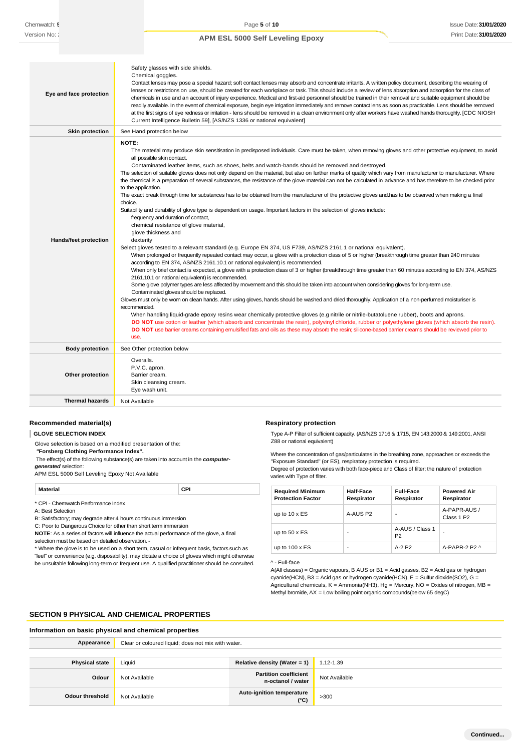| | |
|---|---|
| **Eye and face protection** | Safety glasses with side shields.<br>Chemical goggles.<br>Contact lenses may pose a special hazard; soft contact lenses may absorb and concentrate irritants. A written policy document, describing the wearing of lenses or restrictions on use, should be created for each workplace or task. This should include a review of lens absorption and adsorption for the class of chemicals in use and an account of injury experience. Medical and first-aid personnel should be trained in their removal and suitable equipment should be readily available. In the event of chemical exposure, begin eye irrigation immediately and remove contact lens as soon as practicable. Lens should be removed at the first signs of eye redness or irritation - lens should be removed in a clean environment only after workers have washed hands thoroughly. [CDC NIOSH Current Intelligence Bulletin 59], [AS/NZS 1336 or national equivalent] |
| **Skin protection** | See Hand protection below |
| **Hands/feet protection** | **NOTE:**<br>The material may produce skin sensitisation in predisposed individuals. Care must be taken, when removing gloves and other protective equipment, to avoid all possible skin contact.<br>Contaminated leather items, such as shoes, belts and watch-bands should be removed and destroyed.<br>The selection of suitable gloves does not only depend on the material, but also on further marks of quality which vary from manufacturer to manufacturer. Where the chemical is a preparation of several substances, the resistance of the glove material can not be calculated in advance and has therefore to be checked prior to the application.<br>The exact break through time for substances has to be obtained from the manufacturer of the protective gloves and.has to be observed when making a final choice.<br>Suitability and durability of glove type is dependent on usage. Important factors in the selection of gloves include:<br>frequency and duration of contact,<br>chemical resistance of glove material,<br>glove thickness and<br>dexterity<br>Select gloves tested to a relevant standard (e.g. Europe EN 374, US F739, AS/NZS 2161.1 or national equivalent).<br>When prolonged or frequently repeated contact may occur, a glove with a protection class of 5 or higher (breakthrough time greater than 240 minutes according to EN 374, AS/NZS 2161.10.1 or national equivalent) is recommended.<br>When only brief contact is expected, a glove with a protection class of 3 or higher (breakthrough time greater than 60 minutes according to EN 374, AS/NZS 2161.10.1 or national equivalent) is recommended.<br>Some glove polymer types are less affected by movement and this should be taken into account when considering gloves for long-term use.<br>Contaminated gloves should be replaced.<br>Gloves must only be worn on clean hands. After using gloves, hands should be washed and dried thoroughly. Application of a non-perfumed moisturiser is recommended.<br>When handling liquid-grade epoxy resins wear chemically protective gloves (e.g nitrile or nitrile-butatoluene rubber), boots and aprons.<br>**DO NOT** use cotton or leather (which absorb and concentrate the resin), polyvinyl chloride, rubber or polyethylene gloves (which absorb the resin).<br>**DO NOT** use barrier creams containing emulsified fats and oils as these may absorb the resin; silicone-based barrier creams should be reviewed prior to use. |
| **Body protection** | See Other protection below |
| **Other protection** | Overalls.<br>P.V.C. apron.<br>Barrier cream.<br>Skin cleansing cream.<br>Eye wash unit. |
| **Thermal hazards** | Not Available |

### Recommended material(s)

**GLOVE SELECTION INDEX**

Glove selection is based on a modified presentation of the:

***"Forsberg Clothing Performance Index".***

The effect(s) of the following substance(s) are taken into account in the ***computer-generated*** selection:

APM ESL 5000 Self Leveling Epoxy Not Available

| Material | CPI |
|---|---|

\* CPI - Chemwatch Performance Index

A: Best Selection

B: Satisfactory; may degrade after 4 hours continuous immersion

C: Poor to Dangerous Choice for other than short term immersion

**NOTE**: As a series of factors will influence the actual performance of the glove, a final selection must be based on detailed observation. -

\* Where the glove is to be used on a short term, casual or infrequent basis, factors such as "feel" or convenience (e.g. disposability), may dictate a choice of gloves which might otherwise be unsuitable following long-term or frequent use. A qualified practitioner should be consulted.

### Respiratory protection

Type A-P Filter of sufficient capacity. (AS/NZS 1716 & 1715, EN 143:2000 & 149:2001, ANSI Z88 or national equivalent)

Where the concentration of gas/particulates in the breathing zone, approaches or exceeds the "Exposure Standard" (or ES), respiratory protection is required.

Degree of protection varies with both face-piece and Class of filter; the nature of protection varies with Type of filter.

| Required Minimum Protection Factor | Half-Face Respirator | Full-Face Respirator | Powered Air Respirator |
|---|---|---|---|
| up to 10 x ES | A-AUS P2 | - | A-PAPR-AUS / Class 1 P2 |
| up to 50 x ES | - | A-AUS / Class 1 P2 | - |
| up to 100 x ES | - | A-2 P2 | A-PAPR-2 P2 ^ |

^ - Full-face

A(All classes) = Organic vapours, B AUS or B1 = Acid gasses, B2 = Acid gas or hydrogen cyanide(HCN), B3 = Acid gas or hydrogen cyanide(HCN), E = Sulfur dioxide($SO_2$), G = Agricultural chemicals, K = Ammonia($NH_3$), Hg = Mercury, NO = Oxides of nitrogen, MB = Methyl bromide, AX = Low boiling point organic compounds(below 65 degC)

## SECTION 9 PHYSICAL AND CHEMICAL PROPERTIES

### Information on basic physical and chemical properties

| | | | |
|---|---|---|---|
| **Appearance** | Clear or coloured liquid; does not mix with water. | | |
| **Physical state** | Liquid | **Relative density (Water = 1)** | 1.12-1.39 |
| **Odour** | Not Available | **Partition coefficient n-octanol / water** | Not Available |
| **Odour threshold** | Not Available | **Auto-ignition temperature (°C)** | >300 |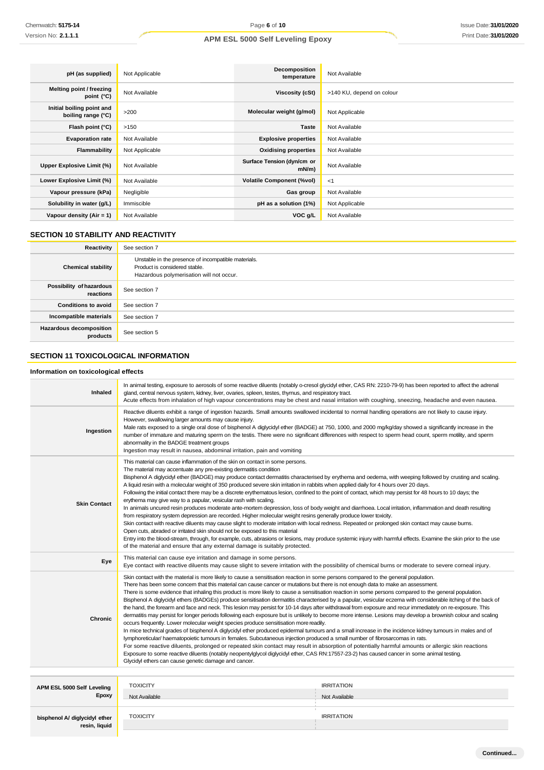| pH (as supplied) | Not Applicable | Decomposition temperature | Not Available |
|---|---|---|---|
| Melting point / freezing point (°C) | Not Available | Viscosity (cSt) | >140 KU, depend on colour |
| Initial boiling point and boiling range (°C) | >200 | Molecular weight (g/mol) | Not Applicable |
| Flash point (°C) | >150 | Taste | Not Available |
| Evaporation rate | Not Available | Explosive properties | Not Available |
| Flammability | Not Applicable | Oxidising properties | Not Available |
| Upper Explosive Limit (%) | Not Available | Surface Tension (dyn/cm or mN/m) | Not Available |
| Lower Explosive Limit (%) | Not Available | Volatile Component (%vol) | <1 |
| Vapour pressure (kPa) | Negligible | Gas group | Not Available |
| Solubility in water (g/L) | Immiscible | pH as a solution (1%) | Not Applicable |
| Vapour density (Air = 1) | Not Available | VOC g/L | Not Available |

## SECTION 10 STABILITY AND REACTIVITY

| | |
|---|---|
| Reactivity | See section 7 |
| Chemical stability | Unstable in the presence of incompatible materials.<br>Product is considered stable.<br>Hazardous polymerisation will not occur. |
| Possibility of hazardous reactions | See section 7 |
| Conditions to avoid | See section 7 |
| Incompatible materials | See section 7 |
| Hazardous decomposition products | See section 5 |

## SECTION 11 TOXICOLOGICAL INFORMATION

### Information on toxicological effects

| | |
|---|---|
| Inhaled | In animal testing, exposure to aerosols of some reactive diluents (notably o-cresol glycidyl ether, CAS RN: 2210-79-9) has been reported to affect the adrenal gland, central nervous system, kidney, liver, ovaries, spleen, testes, thymus, and respiratory tract.<br>Acute effects from inhalation of high vapour concentrations may be chest and nasal irritation with coughing, sneezing, headache and even nausea. |
| Ingestion | Reactive diluents exhibit a range of ingestion hazards. Small amounts swallowed incidental to normal handling operations are not likely to cause injury. However, swallowing larger amounts may cause injury.<br>Male rats exposed to a single oral dose of bisphenol A diglycidyl ether (BADGE) at 750, 1000, and 2000 mg/kg/day showed a significantly increase in the number of immature and maturing sperm on the testis. There were no significant differences with respect to sperm head count, sperm motility, and sperm abnormality in the BADGE treatment groups<br>Ingestion may result in nausea, abdominal irritation, pain and vomiting |
| Skin Contact | This material can cause inflammation of the skin on contact in some persons.<br>The material may accentuate any pre-existing dermatitis condition<br>Bisphenol A diglycidyl ether (BADGE) may produce contact dermatitis characterised by erythema and oedema, with weeping followed by crusting and scaling.<br>A liquid resin with a molecular weight of 350 produced severe skin irritation in rabbits when applied daily for 4 hours over 20 days.<br>Following the initial contact there may be a discrete erythematous lesion, confined to the point of contact, which may persist for 48 hours to 10 days; the erythema may give way to a papular, vesicular rash with scaling.<br>In animals uncured resin produces moderate ante-mortem depression, loss of body weight and diarrhoea. Local irritation, inflammation and death resulting from respiratory system depression are recorded. Higher molecular weight resins generally produce lower toxicity.<br>Skin contact with reactive diluents may cause slight to moderate irritation with local redness. Repeated or prolonged skin contact may cause burns.<br>Open cuts, abraded or irritated skin should not be exposed to this material<br>Entry into the blood-stream, through, for example, cuts, abrasions or lesions, may produce systemic injury with harmful effects. Examine the skin prior to the use of the material and ensure that any external damage is suitably protected. |
| Eye | This material can cause eye irritation and damage in some persons.<br>Eye contact with reactive diluents may cause slight to severe irritation with the possibility of chemical burns or moderate to severe corneal injury. |
| Chronic | Skin contact with the material is more likely to cause a sensitisation reaction in some persons compared to the general population.<br>There has been some concern that this material can cause cancer or mutations but there is not enough data to make an assessment.<br>There is some evidence that inhaling this product is more likely to cause a sensitisation reaction in some persons compared to the general population.<br>Bisphenol A diglycidyl ethers (BADGEs) produce sensitisation dermatitis characterised by a papular, vesicular eczema with considerable itching of the back of the hand, the forearm and face and neck. This lesion may persist for 10-14 days after withdrawal from exposure and recur immediately on re-exposure. This dermatitis may persist for longer periods following each exposure but is unlikely to become more intense. Lesions may develop a brownish colour and scaling occurs frequently. Lower molecular weight species produce sensitisation more readily.<br>In mice technical grades of bisphenol A diglycidyl ether produced epidermal tumours and a small increase in the incidence kidney tumours in males and of lymphoreticular/ haematopoietic tumours in females. Subcutaneous injection produced a small number of fibrosarcomas in rats.<br>For some reactive diluents, prolonged or repeated skin contact may result in absorption of potentially harmful amounts or allergic skin reactions<br>Exposure to some reactive diluents (notably neopentylglycol diglycidyl ether, CAS RN:17557-23-2) has caused cancer in some animal testing.<br>Glycidyl ethers can cause genetic damage and cancer. |

| APM ESL 5000 Self Leveling Epoxy | TOXICITY | IRRITATION |
|---|---|---|
| | Not Available | Not Available |

| bisphenol A/ diglycidyl ether resin, liquid | TOXICITY | IRRITATION |
|---|---|---|
| | | |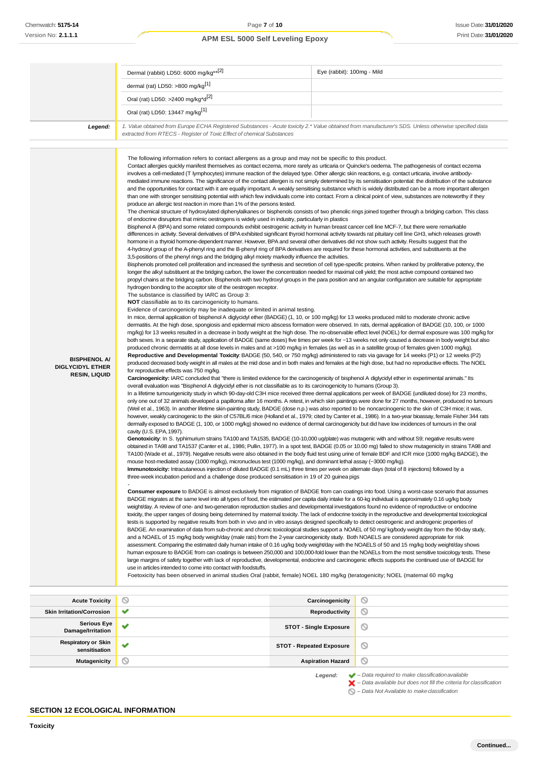| | | |
|---|---|---|
| | Dermal (rabbit) LD50: 6000 mg/kg**[2] | Eye (rabbit): 100mg - Mild |
| | dermal (rat) LD50: >800 mg/kg[1] | |
| | Oral (rat) LD50: >2400 mg/kg*d[2] | |
| | Oral (rat) LD50: 13447 mg/kg[1] | |
| **Legend:** | *1. Value obtained from Europe ECHA Registered Substances - Acute toxicity 2.* Value obtained from manufacturer's SDS. Unless otherwise specified data extracted from RTECS - Register of Toxic Effect of chemical Substances* | |

**BISPHENOL A/ DIGLYCIDYL ETHER RESIN, LIQUID**

The following information refers to contact allergens as a group and may not be specific to this product.
Contact allergies quickly manifest themselves as contact eczema, more rarely as urticaria or Quincke's oedema. The pathogenesis of contact eczema involves a cell-mediated (T lymphocytes) immune reaction of the delayed type. Other allergic skin reactions, e.g. contact urticaria, involve antibody-mediated immune reactions. The significance of the contact allergen is not simply determined by its sensitisation potential: the distribution of the substance and the opportunities for contact with it are equally important. A weakly sensitising substance which is widely distributed can be a more important allergen than one with stronger sensitising potential with which few individuals come into contact. From a clinical point of view, substances are noteworthy if they produce an allergic test reaction in more than 1% of the persons tested.
The chemical structure of hydroxylated diphenylalkanes or bisphenols consists of two phenolic rings joined together through a bridging carbon. This class of endocrine disruptors that mimic oestrogens is widely used in industry, particularly in plastics
Bisphenol A (BPA) and some related compounds exhibit oestrogenic activity in human breast cancer cell line MCF-7, but there were remarkable differences in activity. Several derivatives of BPA exhibited significant thyroid hormonal activity towards rat pituitary cell line GH3, which releases growth hormone in a thyroid hormone-dependent manner. However, BPA and several other derivatives did not show such activity. Results suggest that the 4-hydroxyl group of the A-phenyl ring and the B-phenyl ring of BPA derivatives are required for these hormonal activities, and substituents at the 3,5-positions of the phenyl rings and the bridging alkyl moiety markedly influence the activities.
Bisphenols promoted cell proliferation and increased the synthesis and secretion of cell type-specific proteins. When ranked by proliferative potency, the longer the alkyl substituent at the bridging carbon, the lower the concentration needed for maximal cell yield; the most active compound contained two propyl chains at the bridging carbon. Bisphenols with two hydroxyl groups in the para position and an angular configuration are suitable for appropriate hydrogen bonding to the acceptor site of the oestrogen receptor.
The substance is classified by IARC as Group 3:
**NOT** classifiable as to its carcinogenicity to humans.
Evidence of carcinogenicity may be inadequate or limited in animal testing.
In mice, dermal application of bisphenol A diglycidyl ether (BADGE) (1, 10, or 100 mg/kg) for 13 weeks produced mild to moderate chronic active dermatitis. At the high dose, spongiosis and epidermal micro abscess formation were observed. In rats, dermal application of BADGE (10, 100, or 1000 mg/kg) for 13 weeks resulted in a decrease in body weight at the high dose. The no-observable effect level (NOEL) for dermal exposure was 100 mg/kg for both sexes. In a separate study, application of BADGE (same doses) five times per week for ~13 weeks not only caused a decrease in body weight but also produced chronic dermatitis at all dose levels in males and at >100 mg/kg in females (as well as in a satellite group of females given 1000 mg/kg).
**Reproductive and Developmental Toxicity**: BADGE (50, 540, or 750 mg/kg) administered to rats via gavage for 14 weeks (P1) or 12 weeks (P2) produced decreased body weight in all males at the mid dose and in both males and females at the high dose, but had no reproductive effects. The NOEL for reproductive effects was 750 mg/kg.
**Carcinogenicity:** IARC concluded that "there is limited evidence for the carcinogenicity of bisphenol A diglycidyl ether in experimental animals." Its overall evaluation was "Bisphenol A diglycidyl ether is not classifiable as to its carcinogenicity to humans (Group 3).
In a lifetime tumourigenicity study in which 90-day-old C3H mice received three dermal applications per week of BADGE (undiluted dose) for 23 months, only one out of 32 animals developed a papilloma after 16 months. A retest, in which skin paintings were done for 27 months, however, produced no tumours (Weil et al., 1963). In another lifetime skin-painting study, BADGE (dose n.p.) was also reported to be noncarcinogenic to the skin of C3H mice; it was, however, weakly carcinogenic to the skin of C57BL/6 mice (Holland et al., 1979; cited by Canter et al., 1986). In a two-year bioassay, female Fisher 344 rats dermally exposed to BADGE (1, 100, or 1000 mg/kg) showed no evidence of dermal carcinogenicity but did have low incidences of tumours in the oral cavity (U.S. EPA, 1997).
**Genotoxicity**: In S. typhimurium strains TA100 and TA1535, BADGE (10-10,000 ug/plate) was mutagenic with and without S9; negative results were obtained in TA98 and TA1537 (Canter et al., 1986; Pullin, 1977). In a spot test, BADGE (0.05 or 10.00 mg) failed to show mutagenicity in strains TA98 and TA100 (Wade et al., 1979). Negative results were also obtained in the body fluid test using urine of female BDF and ICR mice (1000 mg/kg BADGE), the mouse host-mediated assay (1000 mg/kg), micronucleus test (1000 mg/kg), and dominant lethal assay (~3000 mg/kg).
**Immunotoxicity:** Intracutaneous injection of diluted BADGE (0.1 mL) three times per week on alternate days (total of 8 injections) followed by a three-week incubation period and a challenge dose produced sensitisation in 19 of 20 guinea pigs
-
**Consumer exposure** to BADGE is almost exclusively from migration of BADGE from can coatings into food. Using a worst-case scenario that assumes BADGE migrates at the same level into all types of food, the estimated per capita daily intake for a 60-kg individual is approximately 0.16 ug/kg body weight/day. A review of one- and two-generation reproduction studies and developmental investigations found no evidence of reproductive or endocrine toxicity, the upper ranges of dosing being determined by maternal toxicity. The lack of endocrine toxicity in the reproductive and developmental toxicological tests is supported by negative results from both in vivo and in vitro assays designed specifically to detect oestrogenic and androgenic properties of BADGE. An examination of data from sub-chronic and chronic toxicological studies support a NOAEL of 50 mg/ kg/body weight day from the 90-day study, and a NOAEL of 15 mg/kg body weigh/day (male rats) from the 2-year carcinogenicity study. Both NOAELS are considered appropriate for risk assessment. Comparing the estimated daily human intake of 0.16 ug/kg body weight/day with the NOAELS of 50 and 15 mg/kg body weight/day shows human exposure to BADGE from can coatings is between 250,000 and 100,000-fold lower than the NOAELs from the most sensitive toxicology tests. These large margins of safety together with lack of reproductive, developmental, endocrine and carcinogenic effects supports the continued use of BADGE for use in articles intended to come into contact with foodstuffs.
Foetoxicity has been observed in animal studies Oral (rabbit, female) NOEL 180 mg/kg (teratogenicity; NOEL (maternal 60 mg/kg

| | | | |
|---|---|---|---|
| **Acute Toxicity** | ⊘ | **Carcinogenicity** | ⊘ |
| **Skin Irritation/Corrosion** | ✔ | **Reproductivity** | ⊘ |
| **Serious Eye Damage/Irritation** | ✔ | **STOT - Single Exposure** | ⊘ |
| **Respiratory or Skin sensitisation** | ✔ | **STOT - Repeated Exposure** | ⊘ |
| **Mutagenicity** | ⊘ | **Aspiration Hazard** | ⊘ |

*Legend:*
✔ *– Data required to make classification available*
✘ *– Data available but does not fill the criteria for classification*
⊘ *– Data Not Available to make classification*

## SECTION 12 ECOLOGICAL INFORMATION

**Toxicity**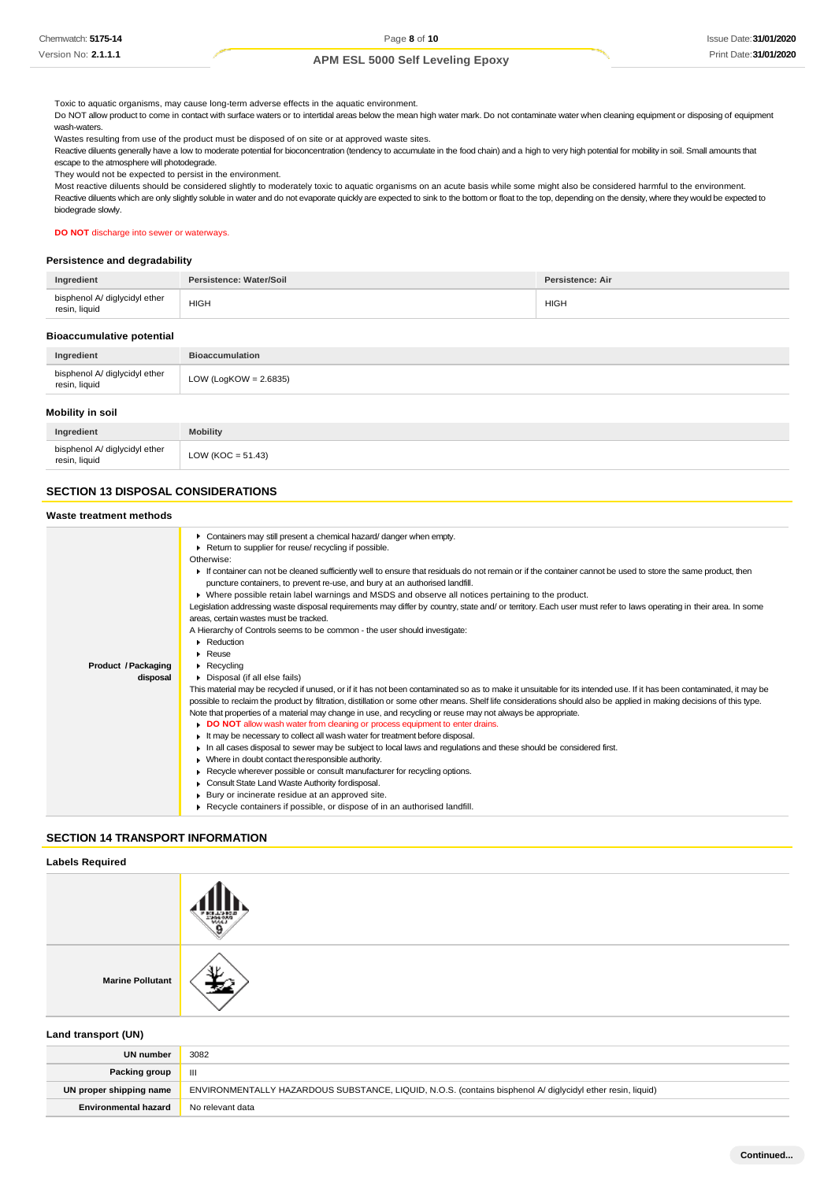Toxic to aquatic organisms, may cause long-term adverse effects in the aquatic environment.
Do NOT allow product to come in contact with surface waters or to intertidal areas below the mean high water mark. Do not contaminate water when cleaning equipment or disposing of equipment wash-waters.
Wastes resulting from use of the product must be disposed of on site or at approved waste sites.
Reactive diluents generally have a low to moderate potential for bioconcentration (tendency to accumulate in the food chain) and a high to very high potential for mobility in soil. Small amounts that escape to the atmosphere will photodegrade.
They would not be expected to persist in the environment.
Most reactive diluents should be considered slightly to moderately toxic to aquatic organisms on an acute basis while some might also be considered harmful to the environment.
Reactive diluents which are only slightly soluble in water and do not evaporate quickly are expected to sink to the bottom or float to the top, depending on the density, where they would be expected to biodegrade slowly.

**DO NOT** discharge into sewer or waterways.

### Persistence and degradability

| Ingredient | Persistence: Water/Soil | Persistence: Air |
|---|---|---|
| bisphenol A/ diglycidyl ether resin, liquid | HIGH | HIGH |

### Bioaccumulative potential

| Ingredient | Bioaccumulation |
|---|---|
| bisphenol A/ diglycidyl ether resin, liquid | LOW (LogKOW = 2.6835) |

### Mobility in soil

| Ingredient | Mobility |
|---|---|
| bisphenol A/ diglycidyl ether resin, liquid | LOW (KOC = 51.43) |

## SECTION 13 DISPOSAL CONSIDERATIONS

### Waste treatment methods

**Product / Packaging disposal**

- Containers may still present a chemical hazard/ danger when empty.
- Return to supplier for reuse/ recycling if possible.

Otherwise:

- If container can not be cleaned sufficiently well to ensure that residuals do not remain or if the container cannot be used to store the same product, then puncture containers, to prevent re-use, and bury at an authorised landfill.
- Where possible retain label warnings and MSDS and observe all notices pertaining to the product.

Legislation addressing waste disposal requirements may differ by country, state and/ or territory. Each user must refer to laws operating in their area. In some areas, certain wastes must be tracked.

A Hierarchy of Controls seems to be common - the user should investigate:

- Reduction
- Reuse
- Recycling
- Disposal (if all else fails)

This material may be recycled if unused, or if it has not been contaminated so as to make it unsuitable for its intended use. If it has been contaminated, it may be possible to reclaim the product by filtration, distillation or some other means. Shelf life considerations should also be applied in making decisions of this type. Note that properties of a material may change in use, and recycling or reuse may not always be appropriate.

- **DO NOT** allow wash water from cleaning or process equipment to enter drains.
- It may be necessary to collect all wash water for treatment before disposal.
- In all cases disposal to sewer may be subject to local laws and regulations and these should be considered first.
- Where in doubt contact the responsible authority.
- Recycle wherever possible or consult manufacturer for recycling options.
- Consult State Land Waste Authority for disposal.
- Bury or incinerate residue at an approved site.
- Recycle containers if possible, or dispose of in an authorised landfill.

## SECTION 14 TRANSPORT INFORMATION

### Labels Required

**Marine Pollutant**

### Land transport (UN)

| | |
|---|---|
| **UN number** | 3082 |
| **Packing group** | III |
| **UN proper shipping name** | ENVIRONMENTALLY HAZARDOUS SUBSTANCE, LIQUID, N.O.S. (contains bisphenol A/ diglycidyl ether resin, liquid) |
| **Environmental hazard** | No relevant data |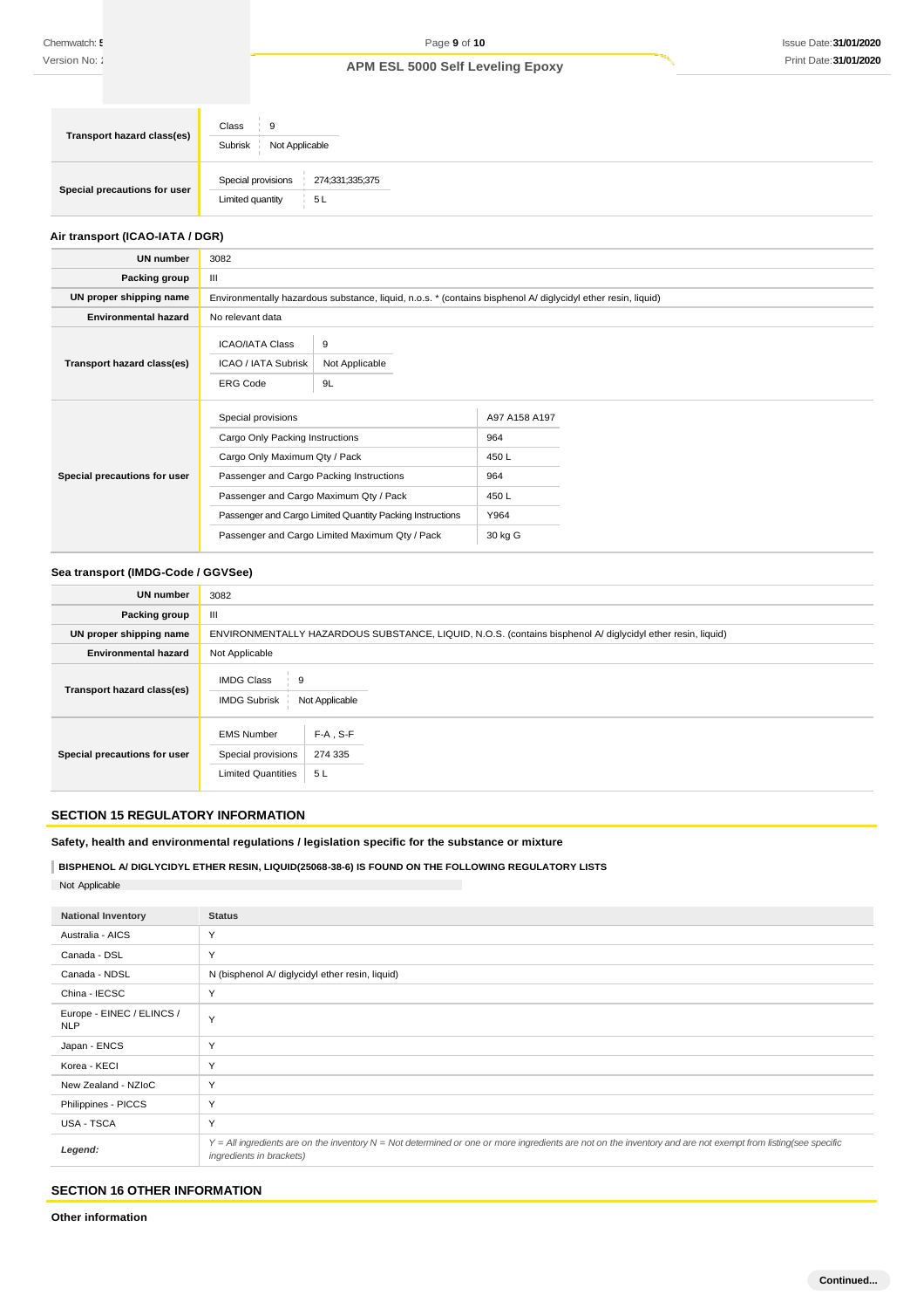| | |
|---|---|
| **Transport hazard class(es)** | Class: 9<br>Subrisk: Not Applicable |
| **Special precautions for user** | Special provisions: 274;331;335;375<br>Limited quantity: 5 L |

### Air transport (ICAO-IATA / DGR)

| | |
|---|---|
| **UN number** | 3082 |
| **Packing group** | III |
| **UN proper shipping name** | Environmentally hazardous substance, liquid, n.o.s. * (contains bisphenol A/ diglycidyl ether resin, liquid) |
| **Environmental hazard** | No relevant data |
| **Transport hazard class(es)** | ICAO/IATA Class: 9<br>ICAO / IATA Subrisk: Not Applicable<br>ERG Code: 9L |
| **Special precautions for user** | Special provisions: A97 A158 A197<br>Cargo Only Packing Instructions: 964<br>Cargo Only Maximum Qty / Pack: 450 L<br>Passenger and Cargo Packing Instructions: 964<br>Passenger and Cargo Maximum Qty / Pack: 450 L<br>Passenger and Cargo Limited Quantity Packing Instructions: Y964<br>Passenger and Cargo Limited Maximum Qty / Pack: 30 kg G |

### Sea transport (IMDG-Code / GGVSee)

| | |
|---|---|
| **UN number** | 3082 |
| **Packing group** | III |
| **UN proper shipping name** | ENVIRONMENTALLY HAZARDOUS SUBSTANCE, LIQUID, N.O.S. (contains bisphenol A/ diglycidyl ether resin, liquid) |
| **Environmental hazard** | Not Applicable |
| **Transport hazard class(es)** | IMDG Class: 9<br>IMDG Subrisk: Not Applicable |
| **Special precautions for user** | EMS Number: F-A , S-F<br>Special provisions: 274 335<br>Limited Quantities: 5 L |

## SECTION 15 REGULATORY INFORMATION

**Safety, health and environmental regulations / legislation specific for the substance or mixture**

**BISPHENOL A/ DIGLYCIDYL ETHER RESIN, LIQUID(25068-38-6) IS FOUND ON THE FOLLOWING REGULATORY LISTS**

Not Applicable

| National Inventory | Status |
|---|---|
| Australia - AICS | Y |
| Canada - DSL | Y |
| Canada - NDSL | N (bisphenol A/ diglycidyl ether resin, liquid) |
| China - IECSC | Y |
| Europe - EINEC / ELINCS / NLP | Y |
| Japan - ENCS | Y |
| Korea - KECI | Y |
| New Zealand - NZIoC | Y |
| Philippines - PICCS | Y |
| USA - TSCA | Y |
| ***Legend:*** | *Y = All ingredients are on the inventory N = Not determined or one or more ingredients are not on the inventory and are not exempt from listing(see specific ingredients in brackets)* |

## SECTION 16 OTHER INFORMATION

**Other information**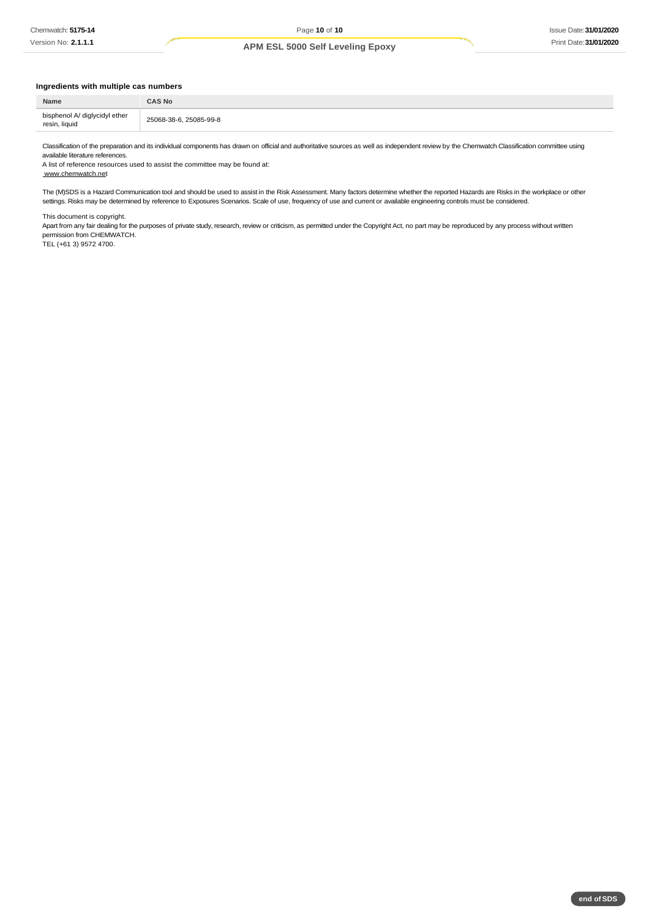### Ingredients with multiple cas numbers

| Name | CAS No |
|---|---|
| bisphenol A/ diglycidyl ether resin, liquid | 25068-38-6, 25085-99-8 |

Classification of the preparation and its individual components has drawn on official and authoritative sources as well as independent review by the Chemwatch Classification committee using available literature references.
A list of reference resources used to assist the committee may be found at:
www.chemwatch.net

The (M)SDS is a Hazard Communication tool and should be used to assist in the Risk Assessment. Many factors determine whether the reported Hazards are Risks in the workplace or other settings. Risks may be determined by reference to Exposures Scenarios. Scale of use, frequency of use and current or available engineering controls must be considered.

This document is copyright.
Apart from any fair dealing for the purposes of private study, research, review or criticism, as permitted under the Copyright Act, no part may be reproduced by any process without written permission from CHEMWATCH.
TEL (+61 3) 9572 4700.

end of SDS